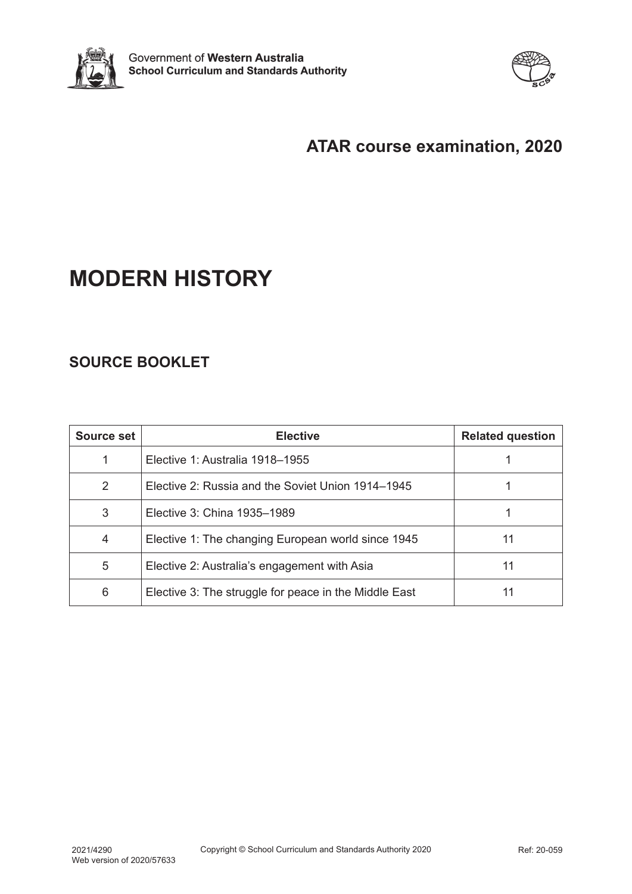Government of **Western Australia**
**School Curriculum and Standards Authority**

## ATAR course examination, 2020

# MODERN HISTORY

## SOURCE BOOKLET

| Source set | Elective | Related question |
|---|---|---|
| 1 | Elective 1: Australia 1918–1955 | 1 |
| 2 | Elective 2: Russia and the Soviet Union 1914–1945 | 1 |
| 3 | Elective 3: China 1935–1989 | 1 |
| 4 | Elective 1: The changing European world since 1945 | 11 |
| 5 | Elective 2: Australia's engagement with Asia | 11 |
| 6 | Elective 3: The struggle for peace in the Middle East | 11 |

2021/4290
Web version of 2020/57633

Copyright © School Curriculum and Standards Authority 2020

Ref: 20-059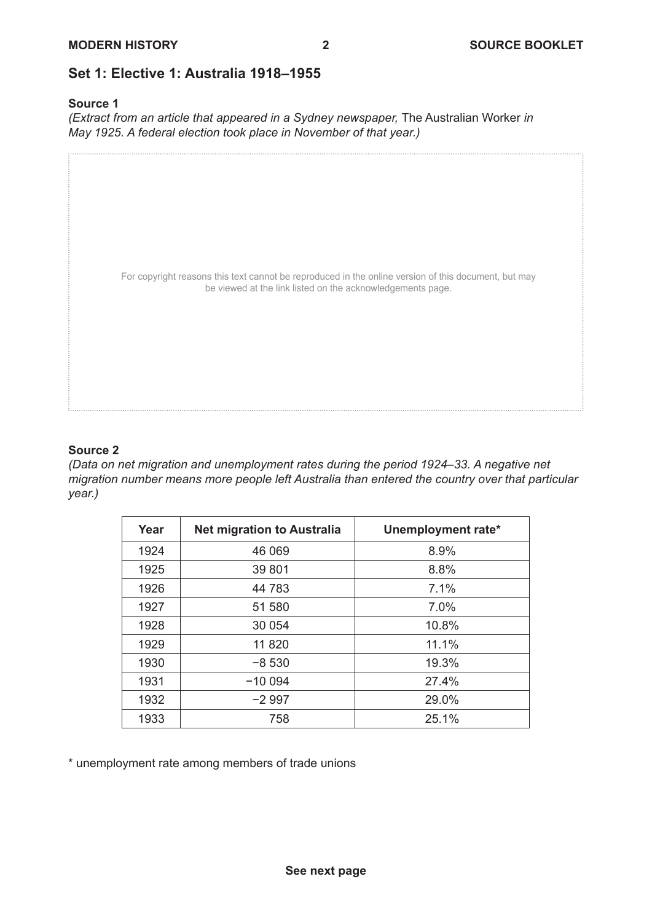## Set 1: Elective 1: Australia 1918–1955

### Source 1

*(Extract from an article that appeared in a Sydney newspaper,* The Australian Worker *in May 1925. A federal election took place in November of that year.)*

For copyright reasons this text cannot be reproduced in the online version of this document, but may be viewed at the link listed on the acknowledgements page.

### Source 2

*(Data on net migration and unemployment rates during the period 1924–33. A negative net migration number means more people left Australia than entered the country over that particular year.)*

| Year | Net migration to Australia | Unemployment rate* |
| --- | --- | --- |
| 1924 | 46 069 | 8.9% |
| 1925 | 39 801 | 8.8% |
| 1926 | 44 783 | 7.1% |
| 1927 | 51 580 | 7.0% |
| 1928 | 30 054 | 10.8% |
| 1929 | 11 820 | 11.1% |
| 1930 | −8 530 | 19.3% |
| 1931 | −10 094 | 27.4% |
| 1932 | −2 997 | 29.0% |
| 1933 | 758 | 25.1% |

* unemployment rate among members of trade unions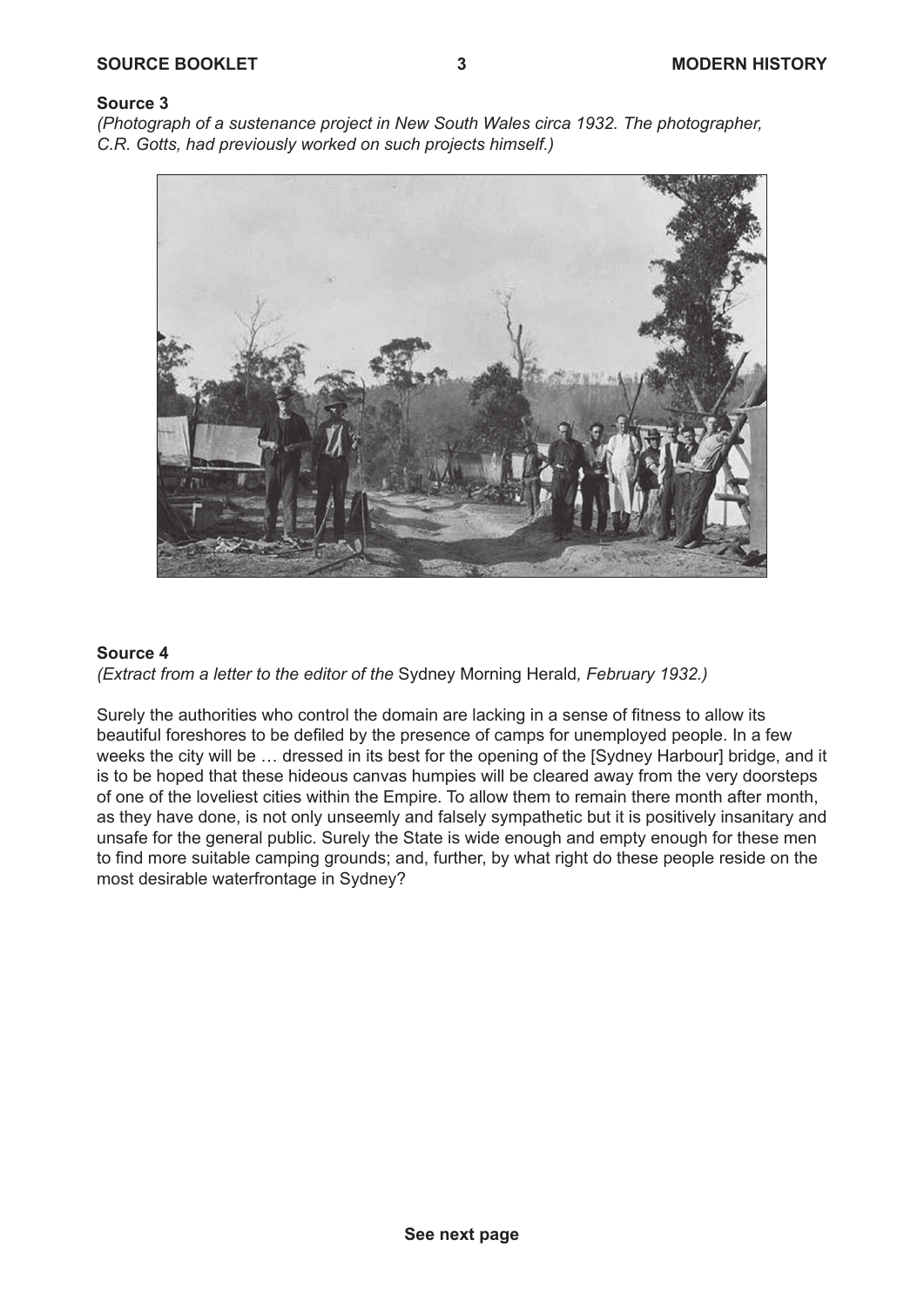## Source 3

*(Photograph of a sustenance project in New South Wales circa 1932. The photographer, C.R. Gotts, had previously worked on such projects himself.)*

## Source 4

*(Extract from a letter to the editor of the* Sydney Morning Herald*, February 1932.)*

Surely the authorities who control the domain are lacking in a sense of fitness to allow its beautiful foreshores to be defiled by the presence of camps for unemployed people. In a few weeks the city will be … dressed in its best for the opening of the [Sydney Harbour] bridge, and it is to be hoped that these hideous canvas humpies will be cleared away from the very doorsteps of one of the loveliest cities within the Empire. To allow them to remain there month after month, as they have done, is not only unseemly and falsely sympathetic but it is positively insanitary and unsafe for the general public. Surely the State is wide enough and empty enough for these men to find more suitable camping grounds; and, further, by what right do these people reside on the most desirable waterfrontage in Sydney?

**See next page**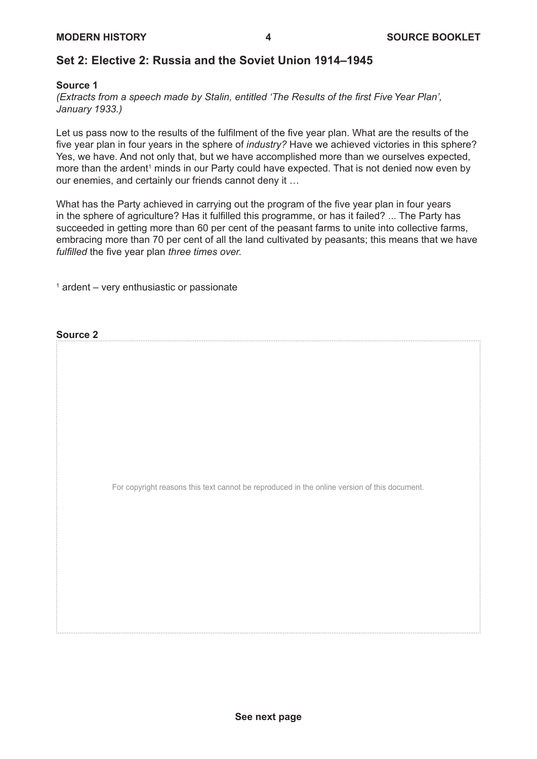## Set 2: Elective 2: Russia and the Soviet Union 1914–1945

**Source 1**

*(Extracts from a speech made by Stalin, entitled 'The Results of the first Five Year Plan', January 1933.)*

Let us pass now to the results of the fulfilment of the five year plan. What are the results of the five year plan in four years in the sphere of *industry?* Have we achieved victories in this sphere? Yes, we have. And not only that, but we have accomplished more than we ourselves expected, more than the ardent[1] minds in our Party could have expected. That is not denied now even by our enemies, and certainly our friends cannot deny it …

What has the Party achieved in carrying out the program of the five year plan in four years in the sphere of agriculture? Has it fulfilled this programme, or has it failed? ... The Party has succeeded in getting more than 60 per cent of the peasant farms to unite into collective farms, embracing more than 70 per cent of all the land cultivated by peasants; this means that we have *fulfilled* the five year plan *three times over.*

[1] ardent – very enthusiastic or passionate

**Source 2**

For copyright reasons this text cannot be reproduced in the online version of this document.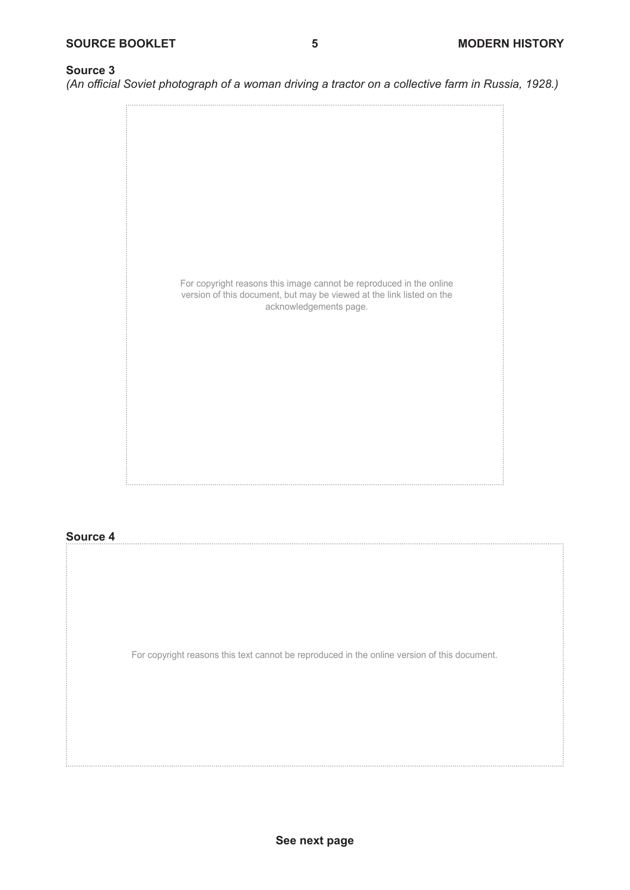**Source 3**

*(An official Soviet photograph of a woman driving a tractor on a collective farm in Russia, 1928.)*

For copyright reasons this image cannot be reproduced in the online version of this document, but may be viewed at the link listed on the acknowledgements page.

**Source 4**

For copyright reasons this text cannot be reproduced in the online version of this document.

**See next page**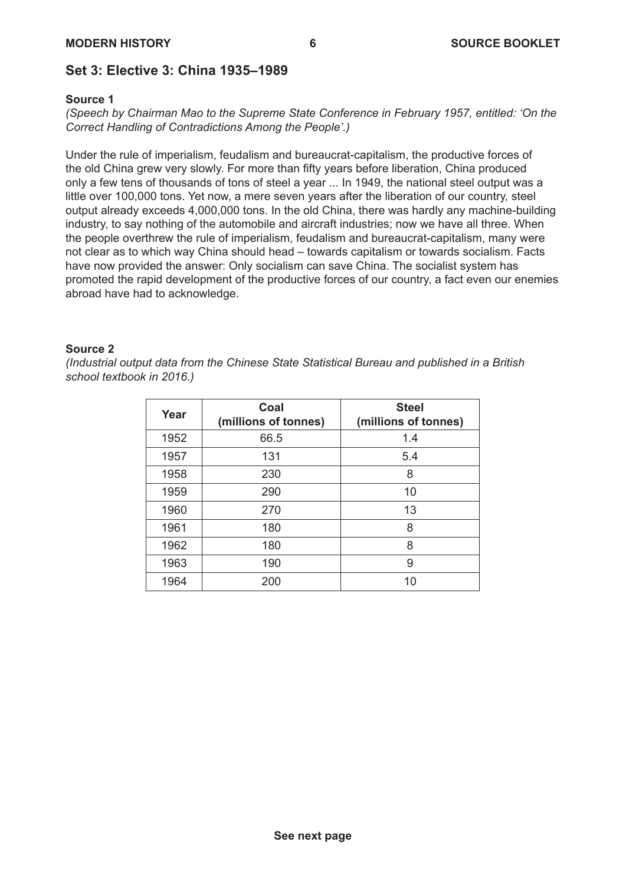## Set 3: Elective 3: China 1935–1989

### Source 1

*(Speech by Chairman Mao to the Supreme State Conference in February 1957, entitled: 'On the Correct Handling of Contradictions Among the People'.)*

Under the rule of imperialism, feudalism and bureaucrat-capitalism, the productive forces of the old China grew very slowly. For more than fifty years before liberation, China produced only a few tens of thousands of tons of steel a year ... In 1949, the national steel output was a little over 100,000 tons. Yet now, a mere seven years after the liberation of our country, steel output already exceeds 4,000,000 tons. In the old China, there was hardly any machine-building industry, to say nothing of the automobile and aircraft industries; now we have all three. When the people overthrew the rule of imperialism, feudalism and bureaucrat-capitalism, many were not clear as to which way China should head – towards capitalism or towards socialism. Facts have now provided the answer: Only socialism can save China. The socialist system has promoted the rapid development of the productive forces of our country, a fact even our enemies abroad have had to acknowledge.

### Source 2

*(Industrial output data from the Chinese State Statistical Bureau and published in a British school textbook in 2016.)*

| Year | Coal (millions of tonnes) | Steel (millions of tonnes) |
|---|---|---|
| 1952 | 66.5 | 1.4 |
| 1957 | 131 | 5.4 |
| 1958 | 230 | 8 |
| 1959 | 290 | 10 |
| 1960 | 270 | 13 |
| 1961 | 180 | 8 |
| 1962 | 180 | 8 |
| 1963 | 190 | 9 |
| 1964 | 200 | 10 |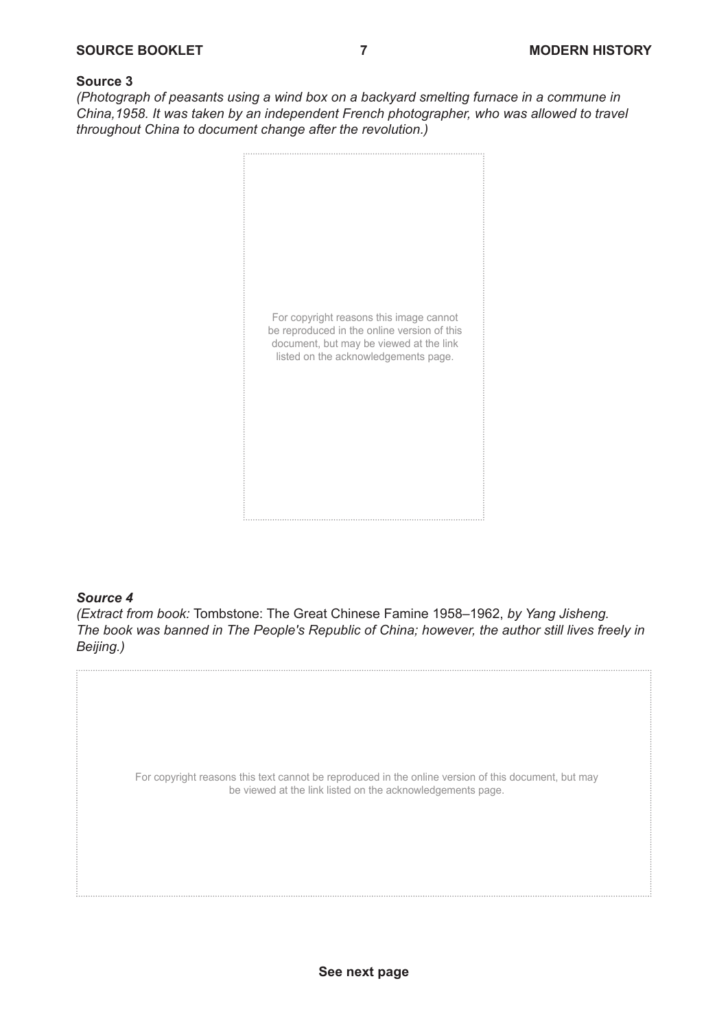**Source 3**

*(Photograph of peasants using a wind box on a backyard smelting furnace in a commune in China,1958. It was taken by an independent French photographer, who was allowed to travel throughout China to document change after the revolution.)*

For copyright reasons this image cannot be reproduced in the online version of this document, but may be viewed at the link listed on the acknowledgements page.

***Source 4***

*(Extract from book:* Tombstone: The Great Chinese Famine 1958–1962, *by Yang Jisheng. The book was banned in The People's Republic of China; however, the author still lives freely in Beijing.)*

For copyright reasons this text cannot be reproduced in the online version of this document, but may be viewed at the link listed on the acknowledgements page.

**See next page**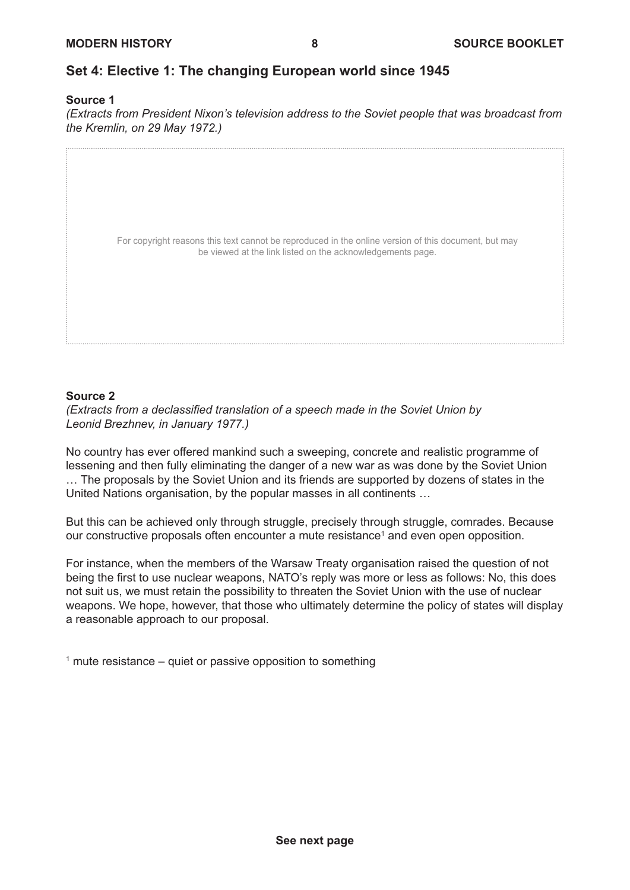## Set 4: Elective 1: The changing European world since 1945

### Source 1

*(Extracts from President Nixon's television address to the Soviet people that was broadcast from the Kremlin, on 29 May 1972.)*

For copyright reasons this text cannot be reproduced in the online version of this document, but may be viewed at the link listed on the acknowledgements page.

### Source 2

*(Extracts from a declassified translation of a speech made in the Soviet Union by Leonid Brezhnev, in January 1977.)*

No country has ever offered mankind such a sweeping, concrete and realistic programme of lessening and then fully eliminating the danger of a new war as was done by the Soviet Union … The proposals by the Soviet Union and its friends are supported by dozens of states in the United Nations organisation, by the popular masses in all continents …

But this can be achieved only through struggle, precisely through struggle, comrades. Because our constructive proposals often encounter a mute resistance[1] and even open opposition.

For instance, when the members of the Warsaw Treaty organisation raised the question of not being the first to use nuclear weapons, NATO's reply was more or less as follows: No, this does not suit us, we must retain the possibility to threaten the Soviet Union with the use of nuclear weapons. We hope, however, that those who ultimately determine the policy of states will display a reasonable approach to our proposal.

[1] mute resistance – quiet or passive opposition to something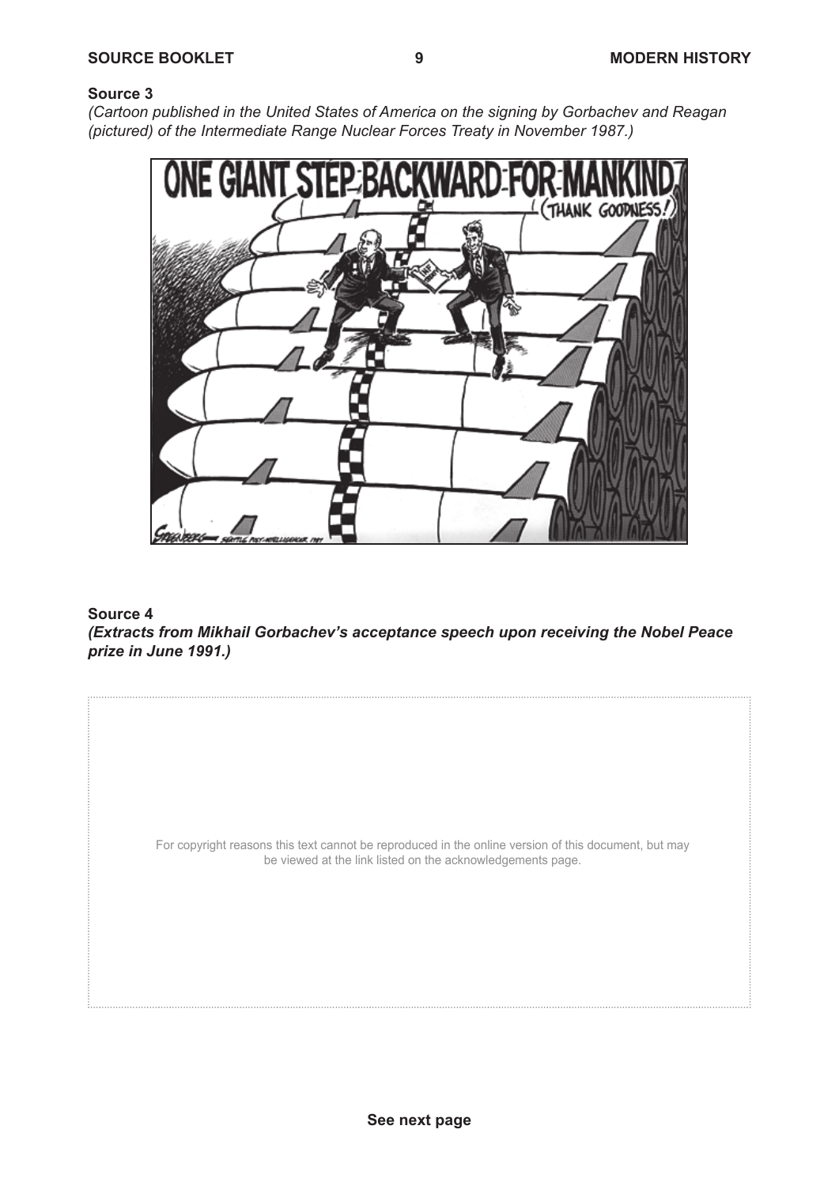**Source 3**

*(Cartoon published in the United States of America on the signing by Gorbachev and Reagan (pictured) of the Intermediate Range Nuclear Forces Treaty in November 1987.)*

**Source 4**

***(Extracts from Mikhail Gorbachev's acceptance speech upon receiving the Nobel Peace prize in June 1991.)***

For copyright reasons this text cannot be reproduced in the online version of this document, but may be viewed at the link listed on the acknowledgements page.

**See next page**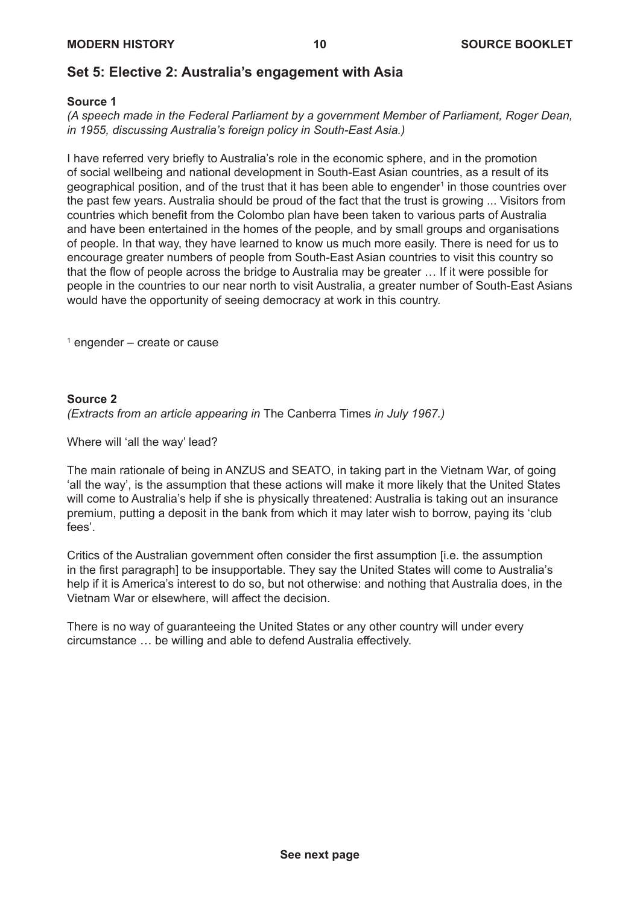## Set 5: Elective 2: Australia's engagement with Asia

**Source 1**

*(A speech made in the Federal Parliament by a government Member of Parliament, Roger Dean, in 1955, discussing Australia's foreign policy in South-East Asia.)*

I have referred very briefly to Australia's role in the economic sphere, and in the promotion of social wellbeing and national development in South-East Asian countries, as a result of its geographical position, and of the trust that it has been able to engender[1] in those countries over the past few years. Australia should be proud of the fact that the trust is growing ... Visitors from countries which benefit from the Colombo plan have been taken to various parts of Australia and have been entertained in the homes of the people, and by small groups and organisations of people. In that way, they have learned to know us much more easily. There is need for us to encourage greater numbers of people from South-East Asian countries to visit this country so that the flow of people across the bridge to Australia may be greater … If it were possible for people in the countries to our near north to visit Australia, a greater number of South-East Asians would have the opportunity of seeing democracy at work in this country.

[1] engender – create or cause

**Source 2**

*(Extracts from an article appearing in* The Canberra Times *in July 1967.)*

Where will 'all the way' lead?

The main rationale of being in ANZUS and SEATO, in taking part in the Vietnam War, of going 'all the way', is the assumption that these actions will make it more likely that the United States will come to Australia's help if she is physically threatened: Australia is taking out an insurance premium, putting a deposit in the bank from which it may later wish to borrow, paying its 'club fees'.

Critics of the Australian government often consider the first assumption [i.e. the assumption in the first paragraph] to be insupportable. They say the United States will come to Australia's help if it is America's interest to do so, but not otherwise: and nothing that Australia does, in the Vietnam War or elsewhere, will affect the decision.

There is no way of guaranteeing the United States or any other country will under every circumstance … be willing and able to defend Australia effectively.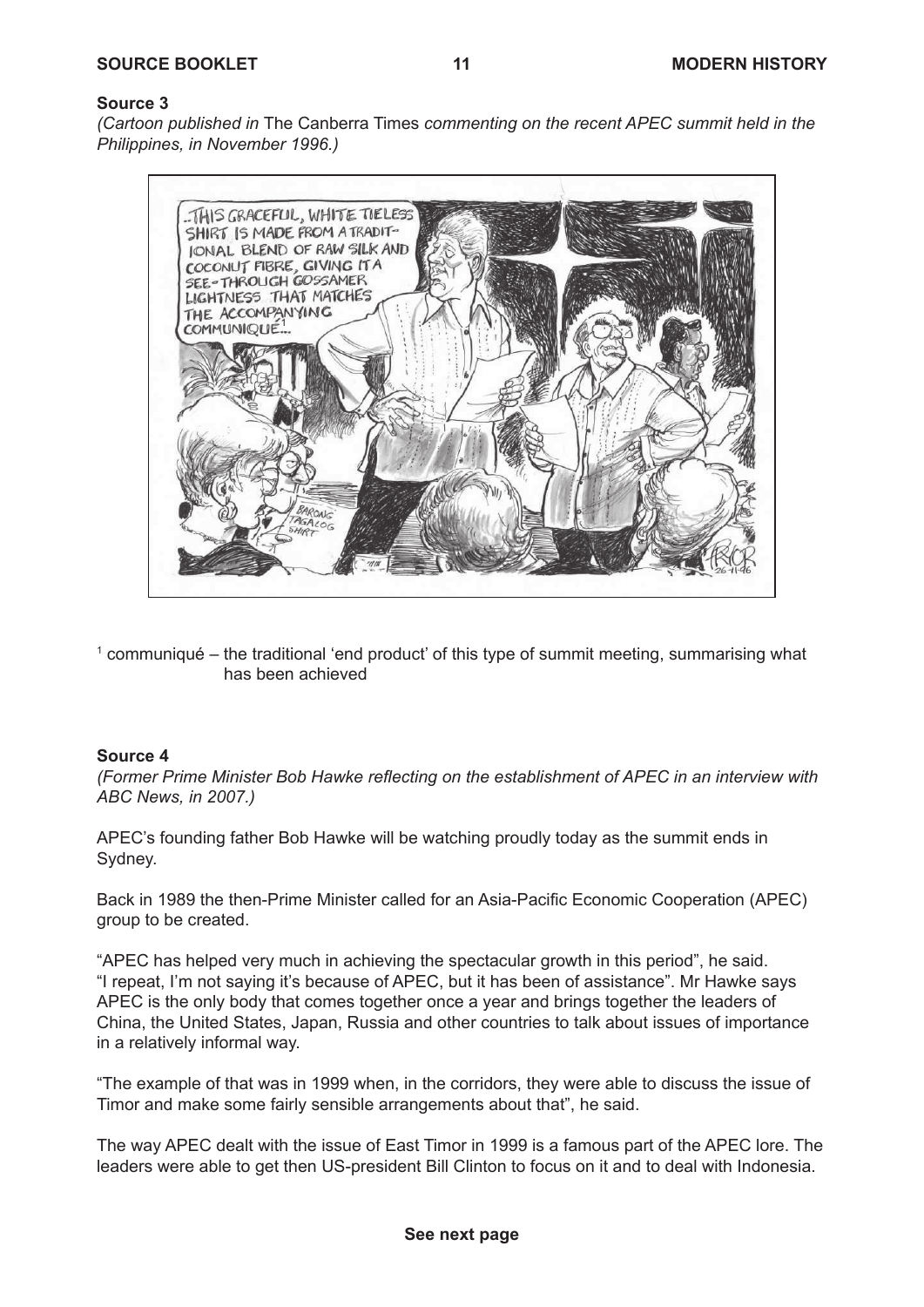### Source 3

*(Cartoon published in* The Canberra Times *commenting on the recent APEC summit held in the Philippines, in November 1996.)*

> ..THIS GRACEFUL, WHITE TIELESS SHIRT IS MADE FROM A TRADITIONAL BLEND OF RAW SILK AND COCONUT FIBRE, GIVING IT A SEE-THROUGH GOSSAMER LIGHTNESS THAT MATCHES THE ACCOMPANYING COMMUNIQUE[1]...

BARONG TAGALOG SHIRT

PRYOR 26-11-96

[1] communiqué – the traditional 'end product' of this type of summit meeting, summarising what has been achieved

### Source 4

*(Former Prime Minister Bob Hawke reflecting on the establishment of APEC in an interview with ABC News, in 2007.)*

APEC's founding father Bob Hawke will be watching proudly today as the summit ends in Sydney.

Back in 1989 the then-Prime Minister called for an Asia-Pacific Economic Cooperation (APEC) group to be created.

"APEC has helped very much in achieving the spectacular growth in this period", he said. "I repeat, I'm not saying it's because of APEC, but it has been of assistance". Mr Hawke says APEC is the only body that comes together once a year and brings together the leaders of China, the United States, Japan, Russia and other countries to talk about issues of importance in a relatively informal way.

"The example of that was in 1999 when, in the corridors, they were able to discuss the issue of Timor and make some fairly sensible arrangements about that", he said.

The way APEC dealt with the issue of East Timor in 1999 is a famous part of the APEC lore. The leaders were able to get then US-president Bill Clinton to focus on it and to deal with Indonesia.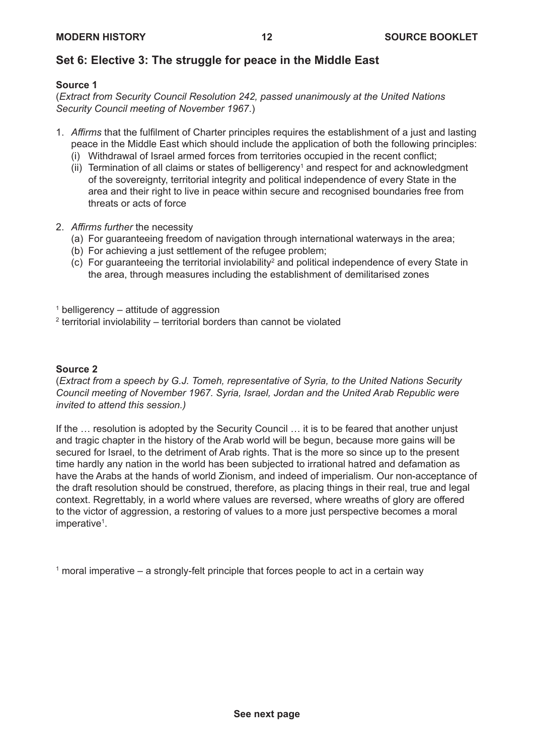## Set 6: Elective 3: The struggle for peace in the Middle East

### Source 1

(*Extract from Security Council Resolution 242, passed unanimously at the United Nations Security Council meeting of November 1967*.)

1. *Affirms* that the fulfilment of Charter principles requires the establishment of a just and lasting peace in the Middle East which should include the application of both the following principles:
   (i) Withdrawal of Israel armed forces from territories occupied in the recent conflict;
   (ii) Termination of all claims or states of belligerency[1] and respect for and acknowledgment of the sovereignty, territorial integrity and political independence of every State in the area and their right to live in peace within secure and recognised boundaries free from threats or acts of force

2. *Affirms further* the necessity
   (a) For guaranteeing freedom of navigation through international waterways in the area;
   (b) For achieving a just settlement of the refugee problem;
   (c) For guaranteeing the territorial inviolability[2] and political independence of every State in the area, through measures including the establishment of demilitarised zones

[1] belligerency – attitude of aggression
[2] territorial inviolability – territorial borders than cannot be violated

### Source 2

(*Extract from a speech by G.J. Tomeh, representative of Syria, to the United Nations Security Council meeting of November 1967. Syria, Israel, Jordan and the United Arab Republic were invited to attend this session.)*

If the … resolution is adopted by the Security Council … it is to be feared that another unjust and tragic chapter in the history of the Arab world will be begun, because more gains will be secured for Israel, to the detriment of Arab rights. That is the more so since up to the present time hardly any nation in the world has been subjected to irrational hatred and defamation as have the Arabs at the hands of world Zionism, and indeed of imperialism. Our non-acceptance of the draft resolution should be construed, therefore, as placing things in their real, true and legal context. Regrettably, in a world where values are reversed, where wreaths of glory are offered to the victor of aggression, a restoring of values to a more just perspective becomes a moral imperative[1].

[1] moral imperative – a strongly-felt principle that forces people to act in a certain way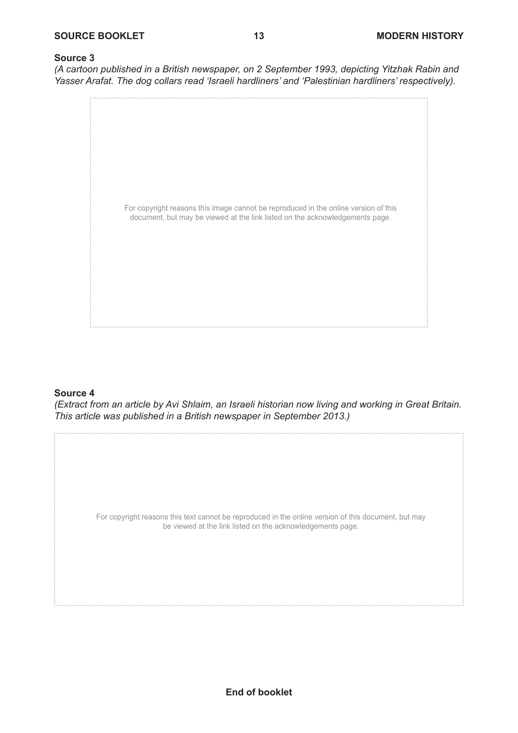**Source 3**

*(A cartoon published in a British newspaper, on 2 September 1993, depicting Yitzhak Rabin and Yasser Arafat. The dog collars read 'Israeli hardliners' and 'Palestinian hardliners' respectively).*

For copyright reasons this image cannot be reproduced in the online version of this document, but may be viewed at the link listed on the acknowledgements page.

**Source 4**

*(Extract from an article by Avi Shlaim, an Israeli historian now living and working in Great Britain. This article was published in a British newspaper in September 2013.)*

For copyright reasons this text cannot be reproduced in the online version of this document, but may be viewed at the link listed on the acknowledgements page.

**End of booklet**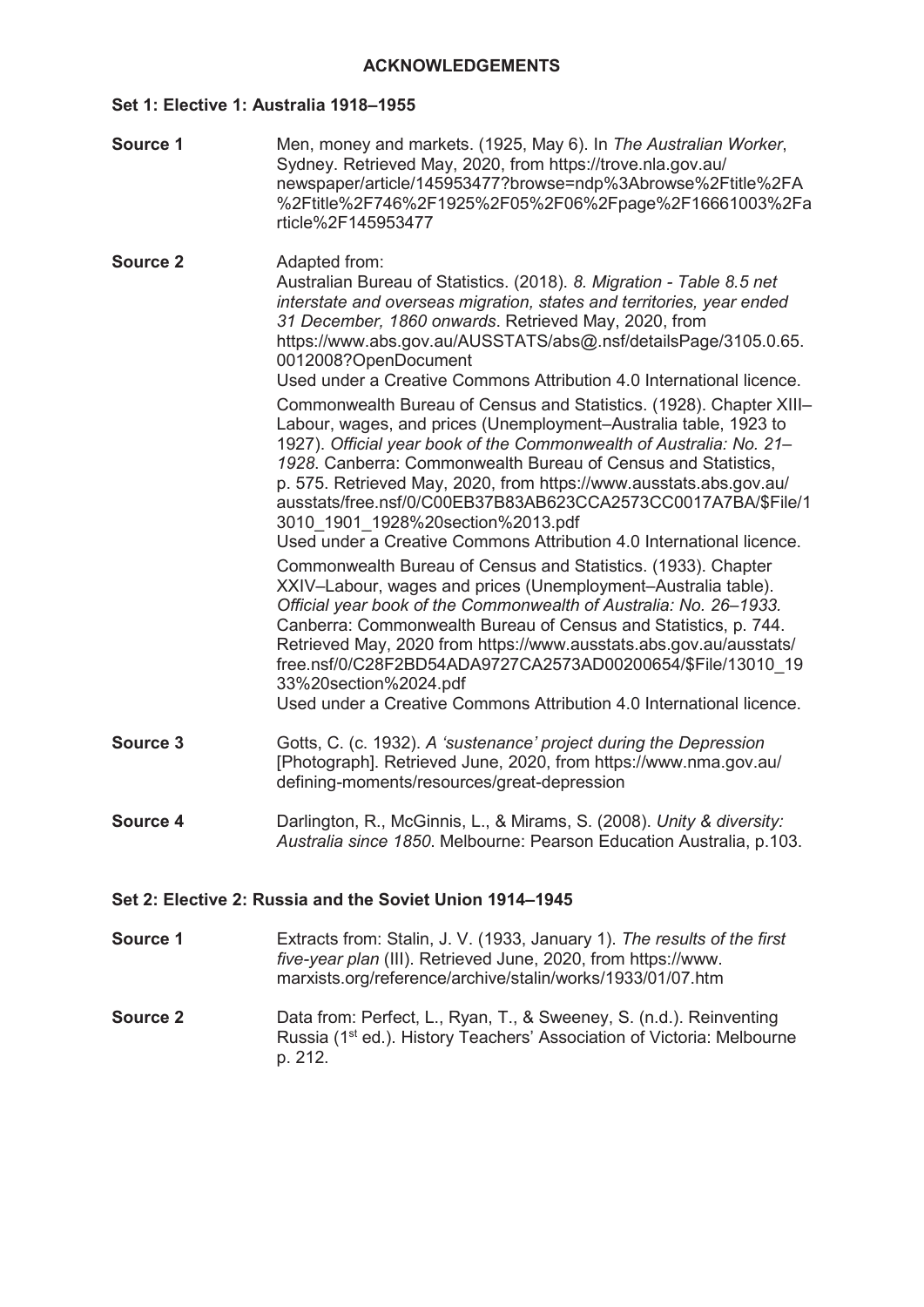# ACKNOWLEDGEMENTS

## Set 1: Elective 1: Australia 1918–1955

**Source 1**

Men, money and markets. (1925, May 6). In *The Australian Worker*, Sydney. Retrieved May, 2020, from https://trove.nla.gov.au/newspaper/article/145953477?browse=ndp%3Abrowse%2Ftitle%2FA%2Ftitle%2F746%2F1925%2F05%2F06%2Fpage%2F16661003%2Farticle%2F145953477

**Source 2**

Adapted from:

Australian Bureau of Statistics. (2018). *8. Migration - Table 8.5 net interstate and overseas migration, states and territories, year ended 31 December, 1860 onwards*. Retrieved May, 2020, from https://www.abs.gov.au/AUSSTATS/abs@.nsf/detailsPage/3105.0.65.0012008?OpenDocument
Used under a Creative Commons Attribution 4.0 International licence.

Commonwealth Bureau of Census and Statistics. (1928). Chapter XIII–Labour, wages, and prices (Unemployment–Australia table, 1923 to 1927). *Official year book of the Commonwealth of Australia: No. 21–1928*. Canberra: Commonwealth Bureau of Census and Statistics, p. 575. Retrieved May, 2020, from https://www.ausstats.abs.gov.au/ausstats/free.nsf/0/C00EB37B83AB623CCA2573CC0017A7BA/$File/13010_1901_1928%20section%2013.pdf
Used under a Creative Commons Attribution 4.0 International licence.

Commonwealth Bureau of Census and Statistics. (1933). Chapter XXIV–Labour, wages and prices (Unemployment–Australia table). *Official year book of the Commonwealth of Australia: No. 26–1933*. Canberra: Commonwealth Bureau of Census and Statistics, p. 744. Retrieved May, 2020 from https://www.ausstats.abs.gov.au/ausstats/free.nsf/0/C28F2BD54ADA9727CA2573AD00200654/$File/13010_1933%20section%2024.pdf
Used under a Creative Commons Attribution 4.0 International licence.

**Source 3**

Gotts, C. (c. 1932). *A 'sustenance' project during the Depression* [Photograph]. Retrieved June, 2020, from https://www.nma.gov.au/defining-moments/resources/great-depression

**Source 4**

Darlington, R., McGinnis, L., & Mirams, S. (2008). *Unity & diversity: Australia since 1850*. Melbourne: Pearson Education Australia, p.103.

## Set 2: Elective 2: Russia and the Soviet Union 1914–1945

**Source 1**

Extracts from: Stalin, J. V. (1933, January 1). *The results of the first five-year plan* (III). Retrieved June, 2020, from https://www.marxists.org/reference/archive/stalin/works/1933/01/07.htm

**Source 2**

Data from: Perfect, L., Ryan, T., & Sweeney, S. (n.d.). Reinventing Russia (1st ed.). History Teachers' Association of Victoria: Melbourne p. 212.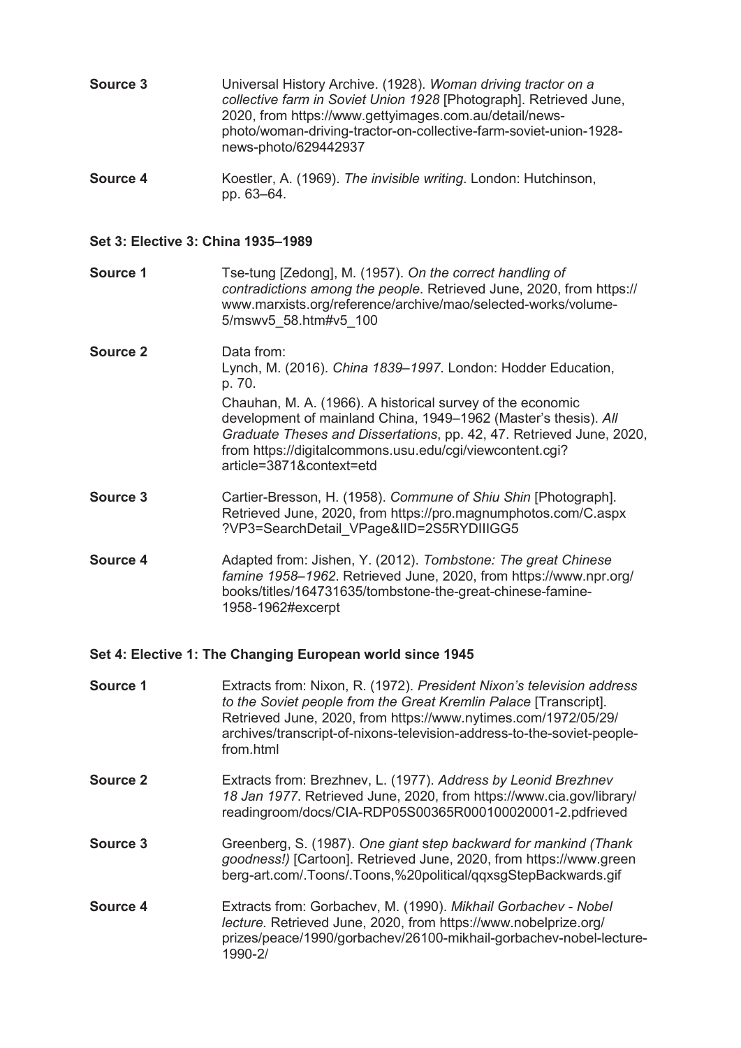**Source 3** Universal History Archive. (1928). *Woman driving tractor on a collective farm in Soviet Union 1928* [Photograph]. Retrieved June, 2020, from https://www.gettyimages.com.au/detail/news-photo/woman-driving-tractor-on-collective-farm-soviet-union-1928-news-photo/629442937

**Source 4** Koestler, A. (1969). *The invisible writing*. London: Hutchinson, pp. 63–64.

**Set 3: Elective 3: China 1935–1989**

**Source 1** Tse-tung [Zedong], M. (1957). *On the correct handling of contradictions among the people*. Retrieved June, 2020, from https://www.marxists.org/reference/archive/mao/selected-works/volume-5/mswv5_58.htm#v5_100

**Source 2** Data from:
Lynch, M. (2016). *China 1839–1997*. London: Hodder Education, p. 70.
Chauhan, M. A. (1966). A historical survey of the economic development of mainland China, 1949–1962 (Master's thesis). *All Graduate Theses and Dissertations*, pp. 42, 47. Retrieved June, 2020, from https://digitalcommons.usu.edu/cgi/viewcontent.cgi?article=3871&context=etd

**Source 3** Cartier-Bresson, H. (1958). *Commune of Shiu Shin* [Photograph]. Retrieved June, 2020, from https://pro.magnumphotos.com/C.aspx?VP3=SearchDetail_VPage&IID=2S5RYDIIIGG5

**Source 4** Adapted from: Jishen, Y. (2012). *Tombstone: The great Chinese famine 1958–1962*. Retrieved June, 2020, from https://www.npr.org/books/titles/164731635/tombstone-the-great-chinese-famine-1958-1962#excerpt

**Set 4: Elective 1: The Changing European world since 1945**

**Source 1** Extracts from: Nixon, R. (1972). *President Nixon's television address to the Soviet people from the Great Kremlin Palace* [Transcript]. Retrieved June, 2020, from https://www.nytimes.com/1972/05/29/archives/transcript-of-nixons-television-address-to-the-soviet-people-from.html

**Source 2** Extracts from: Brezhnev, L. (1977). *Address by Leonid Brezhnev 18 Jan 1977*. Retrieved June, 2020, from https://www.cia.gov/library/readingroom/docs/CIA-RDP05S00365R000100020001-2.pdfrieved

**Source 3** Greenberg, S. (1987). *One giant step backward for mankind (Thank goodness!)* [Cartoon]. Retrieved June, 2020, from https://www.greenberg-art.com/.Toons/.Toons,%20political/qqxsgStepBackwards.gif

**Source 4** Extracts from: Gorbachev, M. (1990). *Mikhail Gorbachev - Nobel lecture.* Retrieved June, 2020, from https://www.nobelprize.org/prizes/peace/1990/gorbachev/26100-mikhail-gorbachev-nobel-lecture-1990-2/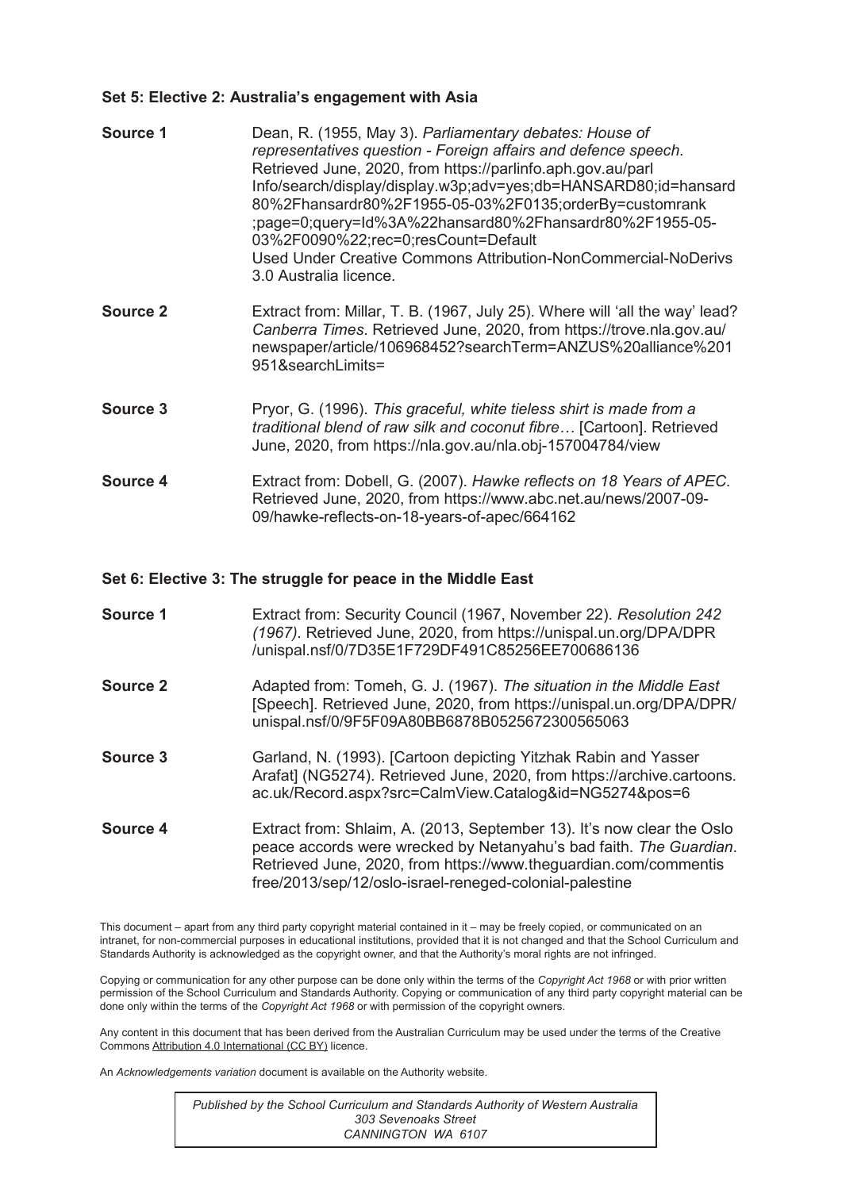**Set 5: Elective 2: Australia's engagement with Asia**

**Source 1** Dean, R. (1955, May 3). *Parliamentary debates: House of representatives question - Foreign affairs and defence speech*. Retrieved June, 2020, from https://parlinfo.aph.gov.au/parlInfo/search/display/display.w3p;adv=yes;db=HANSARD80;id=hansard80%2Fhansardr80%2F1955-05-03%2F0135;orderBy=customrank;page=0;query=Id%3A%22hansard80%2Fhansardr80%2F1955-05-03%2F0090%22;rec=0;resCount=Default
Used Under Creative Commons Attribution-NonCommercial-NoDerivs 3.0 Australia licence.

**Source 2** Extract from: Millar, T. B. (1967, July 25). Where will 'all the way' lead? *Canberra Times*. Retrieved June, 2020, from https://trove.nla.gov.au/newspaper/article/106968452?searchTerm=ANZUS%20alliance%201951&searchLimits=

**Source 3** Pryor, G. (1996). *This graceful, white tieless shirt is made from a traditional blend of raw silk and coconut fibre…* [Cartoon]. Retrieved June, 2020, from https://nla.gov.au/nla.obj-157004784/view

**Source 4** Extract from: Dobell, G. (2007). *Hawke reflects on 18 Years of APEC*. Retrieved June, 2020, from https://www.abc.net.au/news/2007-09-09/hawke-reflects-on-18-years-of-apec/664162

**Set 6: Elective 3: The struggle for peace in the Middle East**

**Source 1** Extract from: Security Council (1967, November 22). *Resolution 242 (1967)*. Retrieved June, 2020, from https://unispal.un.org/DPA/DPR/unispal.nsf/0/7D35E1F729DF491C85256EE700686136

**Source 2** Adapted from: Tomeh, G. J. (1967). *The situation in the Middle East* [Speech]. Retrieved June, 2020, from https://unispal.un.org/DPA/DPR/unispal.nsf/0/9F5F09A80BB6878B0525672300565063

**Source 3** Garland, N. (1993). [Cartoon depicting Yitzhak Rabin and Yasser Arafat] (NG5274). Retrieved June, 2020, from https://archive.cartoons.ac.uk/Record.aspx?src=CalmView.Catalog&id=NG5274&pos=6

**Source 4** Extract from: Shlaim, A. (2013, September 13). It's now clear the Oslo peace accords were wrecked by Netanyahu's bad faith. *The Guardian*. Retrieved June, 2020, from https://www.theguardian.com/commentisfree/2013/sep/12/oslo-israel-reneged-colonial-palestine

This document – apart from any third party copyright material contained in it – may be freely copied, or communicated on an intranet, for non-commercial purposes in educational institutions, provided that it is not changed and that the School Curriculum and Standards Authority is acknowledged as the copyright owner, and that the Authority's moral rights are not infringed.

Copying or communication for any other purpose can be done only within the terms of the *Copyright Act 1968* or with prior written permission of the School Curriculum and Standards Authority. Copying or communication of any third party copyright material can be done only within the terms of the *Copyright Act 1968* or with permission of the copyright owners.

Any content in this document that has been derived from the Australian Curriculum may be used under the terms of the Creative Commons Attribution 4.0 International (CC BY) licence.

An *Acknowledgements variation* document is available on the Authority website.

*Published by the School Curriculum and Standards Authority of Western Australia*
*303 Sevenoaks Street*
*CANNINGTON WA 6107*